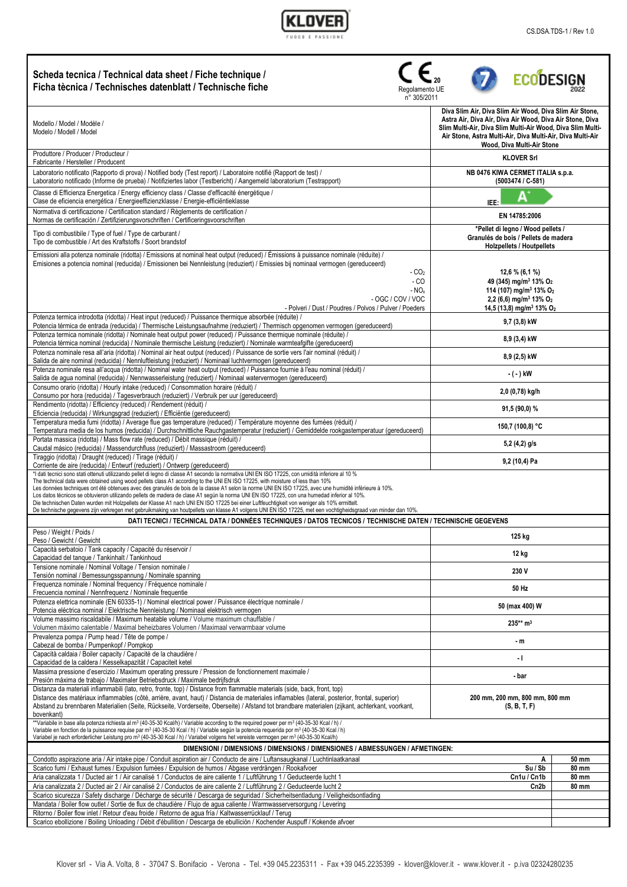KLOVER
FUOCO E PASSIONE

CS.DSA.TDS-1 / Rev 1.0

# Scheda tecnica / Technical data sheet / Fiche technique / Ficha tècnica / Technisches datenblatt / Technische fiche

CE 20 Regolamento UE n° 305/2011

ECODESIGN 2022

| | |
|---|---|
| Modello / Model / Modèle / Modelo / Modell / Model | Diva Slim Air, Diva Slim Air Wood, Diva Slim Air Stone, Astra Air, Diva Air, Diva Air Wood, Diva Air Stone, Diva Slim Multi-Air, Diva Slim Multi-Air Wood, Diva Slim Multi-Air Stone, Astra Multi-Air, Diva Multi-Air, Diva Multi-Air Wood, Diva Multi-Air Stone |
| Produttore / Producer / Producteur / Fabricante / Hersteller / Producent | KLOVER Srl |
| Laboratorio notificato (Rapporto di prova) / Notified body (Test report) / Laboratoire notifié (Rapport de test) / Laboratorio notificado (Informe de prueba) / Notifiziertes labor (Testbericht) / Aangemeld laboratorium (Testrapport) | NB 0476 KIWA CERMET ITALIA s.p.a. (5003474 / C-581) |
| Classe di Efficienza Energetica / Energy efficiency class / Classe d'efficacité énergétique / Clase de eficiencia energética / Energieeffizienzklasse / Energie-efficiëntieklasse | IEE: A+ |
| Normativa di certificazione / Certification standard / Règlements de certification / Normas de certificación / Zertifizierungsvorschriften / Certificeringsvoorschriften | EN 14785:2006 |
| Tipo di combustibile / Type of fuel / Type de carburant / Tipo de combustible / Art des Kraftstoffs / Soort brandstof | *Pellet di legno / Wood pellets / Granulés de bois / Pellets de madera Holzpellets / Houtpellets |
| Emissioni alla potenza nominale (ridotta) / Emissions at nominal heat output (reduced) / Émissions à puissance nominale (réduite) / Emisiones a potencia nominal (reducida) / Emissionen bei Nennleistung (reduziert) / Emissies bij nominaal vermogen (gereduceerd) | |
| - $CO_2$ | 12,6 % (6,1 %) |
| - CO | 49 (345) mg/m³ 13% $O_2$ |
| - $NO_x$ | 114 (107) mg/m³ 13% $O_2$ |
| - OGC / COV / VOC | 2,2 (6,6) mg/m³ 13% $O_2$ |
| - Polveri / Dust / Poudres / Polvos / Pulver / Poeders | 14,5 (13,8) mg/m³ 13% $O_2$ |
| Potenza termica introdotta (ridotta) / Heat input (reduced) / Puissance thermique absorbée (réduite) / Potencia térmica de entrada (reducida) / Thermische Leistungsaufnahme (reduziert) / Thermisch opgenomen vermogen (gereduceerd) | 9,7 (3,8) kW |
| Potenza termica nominale (ridotta) / Nominale heat output power (reduced) / Puissance thermique nominale (réduite) / Potencia térmica nominal (reducida) / Nominale thermische Leistung (reduziert) / Nominale warmteafgifte (gereduceerd) | 8,9 (3,4) kW |
| Potenza nominale resa all'aria (ridotta) / Nominal air heat output (reduced) / Puissance de sortie vers l'air nominal (réduit) / Salida de aire nominal (reducida) / Nennluftleistung (reduziert) / Nominaal luchtvermogen (gereduceerd) | 8,9 (2,5) kW |
| Potenza nominale resa all'acqua (ridotta) / Nominal water heat output (reduced) / Puissance fournie à l'eau nominal (réduit) / Salida de agua nominal (reducida) / Nennwasserleistung (reduziert) / Nominaal watervermogen (gereduceerd) | - ( - ) kW |
| Consumo orario (ridotta) / Hourly intake (reduced) / Consommation horaire (réduit) / Consumo por hora (reducida) / Tagesverbrauch (reduziert) / Verbruik per uur (gereduceerd) | 2,0 (0,78) kg/h |
| Rendimento (ridotta) / Efficiency (reduced) / Rendement (réduit) / Eficiencia (reducida) / Wirkungsgrad (reduziert) / Efficiëntie (gereduceerd) | 91,5 (90,0) % |
| Temperatura media fumi (ridotta) / Average flue gas temperature (reduced) / Température moyenne des fumées (réduit) / Temperatura media de los humos (reducida) / Durchschnittliche Rauchgastemperatur (reduziert) / Gemiddelde rookgastemperatuur (gereduceerd) | 150,7 (100,8) °C |
| Portata massica (ridotta) / Mass flow rate (reduced) / Débit massique (réduit) / Caudal másico (reducido) / Massendurchfluss (reduziert) / Massastroom (gereduceerd) | 5,2 (4,2) g/s |
| Tiraggio (ridotta) / Draught (reduced) / Tirage (réduit) / Corriente de aire (reducida) / Entwurf (reduziert) / Ontwerp (gereduceerd) | 9,2 (10,4) Pa |

*I dati tecnici sono stati ottenuti utilizzando pellet di legno di classe A1 secondo la normativa UNI EN ISO 17225, con umidità inferiore al 10 %
The technical data were obtained using wood pellets class A1 according to the UNI EN ISO 17225, with moisture of less than 10%
Les données techniques ont été obtenues avec des granulés de bois de la classe A1 selon la norme UNI EN ISO 17225, avec une humidité inférieure à 10%.
Los datos técnicos se obtuvieron utilizando pellets de madera de clase A1 según la norma UNI EN ISO 17225, con una humedad inferior al 10%.
Die technischen Daten wurden mit Holzpellets der Klasse A1 nach UNI EN ISO 17225 bei einer Luftfeuchtigkeit von weniger als 10% ermittelt.
De technische gegevens zijn verkregen met gebruikmaking van houtpellets van klasse A1 volgens UNI EN ISO 17225, met een vochtigheidsgraad van minder dan 10%.

## DATI TECNICI / TECHNICAL DATA / DONNÉES TECHNIQUES / DATOS TECNICOS / TECHNISCHE DATEN / TECHNISCHE GEGEVENS

| | |
|---|---|
| Peso / Weight / Poids / Peso / Gewicht / Gewicht | 125 kg |
| Capacità serbatoio / Tank capacity / Capacité du réservoir / Capacidad del tanque / Tankinhalt / Tankinhoud | 12 kg |
| Tensione nominale / Nominal Voltage / Tension nominale / Tensión nominal / Bemessungsspannung / Nominale spanning | 230 V |
| Frequenza nominale / Nominal frequency / Fréquence nominale / Frecuencia nominal / Nennfrequenz / Nominale frequentie | 50 Hz |
| Potenza elettrica nominale (EN 60335-1) / Nominal electrical power / Puissance électrique nominale / Potencia eléctrica nominal / Elektrische Nennleistung / Nominaal elektrisch vermogen | 50 (max 400) W |
| Volume massimo riscaldabile / Maximum heatable volume / Volume maximum chauffable / Volumen máximo calentable / Maximal beheizbares Volumen / Maximaal verwarmbaar volume | 235** m³ |
| Prevalenza pompa / Pump head / Tête de pompe / Cabezal de bomba / Pumpenkopf / Pompkop | - m |
| Capacità caldaia / Boiler capacity / Capacité de la chaudière / Capacidad de la caldera / Kesselkapazität / Capaciteit ketel | - l |
| Massima pressione d'esercizio / Maximum operating pressure / Pression de fonctionnement maximale / Presión máxima de trabajo / Maximaler Betriebsdruck / Maximale bedrijfsdruk | - bar |
| Distanza da materiali infiammabili (lato, retro, fronte, top) / Distance from flammable materials (side, back, front, top) Distance des matériaux inflammables (côté, arrière, avant, haut) / Distancia de materiales inflamables (lateral, posterior, frontal, superior) Abstand zu brennbaren Materialien (Seite, Rückseite, Vorderseite, Oberseite) / Afstand tot brandbare materialen (zijkant, achterkant, voorkant, bovenkant) | 200 mm, 200 mm, 800 mm, 800 mm (S, B, T, F) |

**Variabile in base alla potenza richiesta al m³ (40-35-30 Kcal/h) / Variable according to the required power per m³ (40-35-30 Kcal / h) /
Variable en fonction de la puissance requise par m³ (40-35-30 Kcal / h) / Variable según la potencia requerida por m³ (40-35-30 Kcal / h)
Variabel je nach erforderlicher Leistung pro m³ (40-35-30 Kcal / h) / Variabel volgens het vereiste vermogen per m³ (40-35-30 Kcal/h)

## DIMENSIONI / DIMENSIONS / DIMENSIONS / DIMENSIONES / ABMESSUNGEN / AFMETINGEN:

| | | |
|---|---|---|
| Condotto aspirazione aria / Air intake pipe / Conduit aspiration air / Conducto de aire / Luftansaugkanal / Luchtinlaatkanaal | A | 50 mm |
| Scarico fumi / Exhaust fumes / Expulsion fumées / Expulsión de humos / Abgase verdrängen / Rookafvoer | Su / Sb | 80 mm |
| Aria canalizzata 1 / Ducted air 1 / Air canalisé 1 / Conductos de aire caliente 1 / Luftführung 1 / Geducteerde lucht 1 | Cn1u / Cn1b | 80 mm |
| Aria canalizzata 2 / Ducted air 2 / Air canalisé 2 / Conductos de aire caliente 2 / Luftführung 2 / Geducteerde lucht 2 | Cn2b | 80 mm |
| Scarico sicurezza / Safety discharge / Décharge de sécurité / Descarga de seguridad / Sicherheitsentladung / Veiligheidsontlading | | |
| Mandata / Boiler flow outlet / Sortie de flux de chaudière / Flujo de agua caliente / Warmwasserversorgung / Levering | | |
| Ritorno / Boiler flow inlet / Retour d'eau froide / Retorno de agua fría / Kaltwasserrücklauf / Terug | | |
| Scarico ebollizione / Boiling Unloading / Débit d'ébullition / Descarga de ebullición / Kochender Auspuff / Kokende afvoer | | |

Klover srl - Via A. Volta, 8 - 37047 S. Bonifacio - Verona - Tel. +39 045.2235311 - Fax +39 045.2235399 - klover@klover.it - www.klover.it - p.iva 02324280235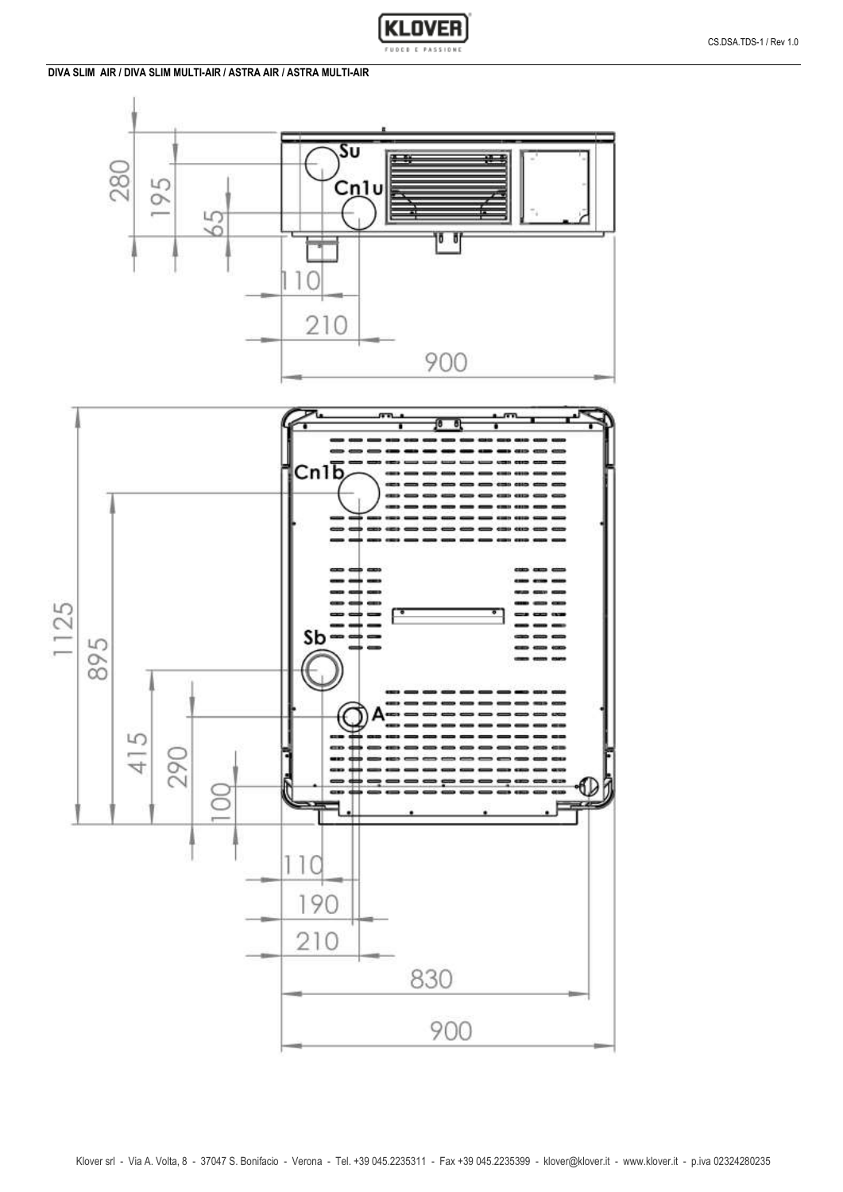**DIVA SLIM AIR / DIVA SLIM MULTI-AIR / ASTRA AIR / ASTRA MULTI-AIR**

Su
Cn1u
280
195
65
110
210
900

Cn1b
Sb
A
1125
895
415
290
100
110
190
210
830
900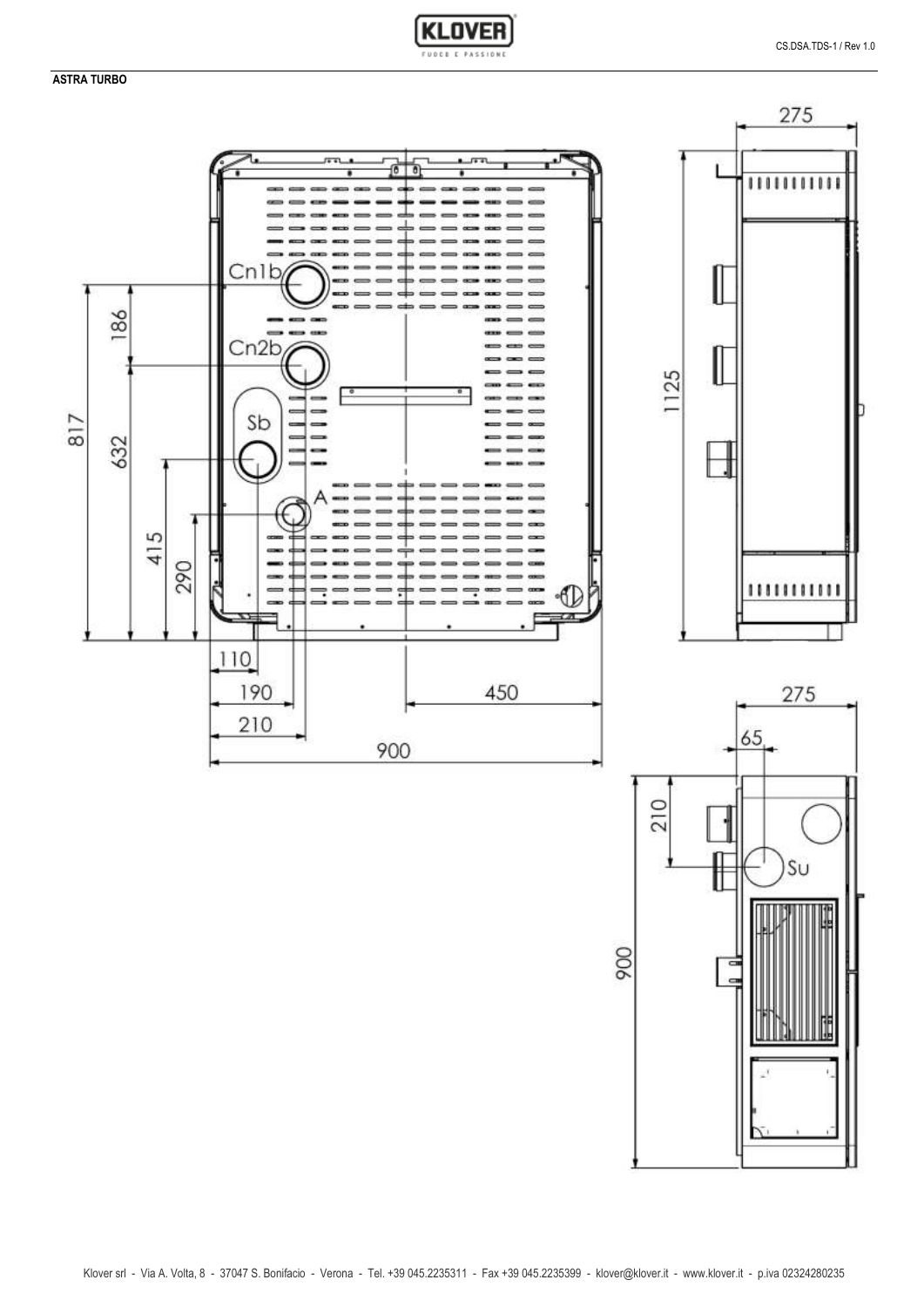**ASTRA TURBO**

275

Cn1b

186

Cn2b

817

632

Sb

1125

A

415

290

110

190

450

210

900

275

65

210

Su

900